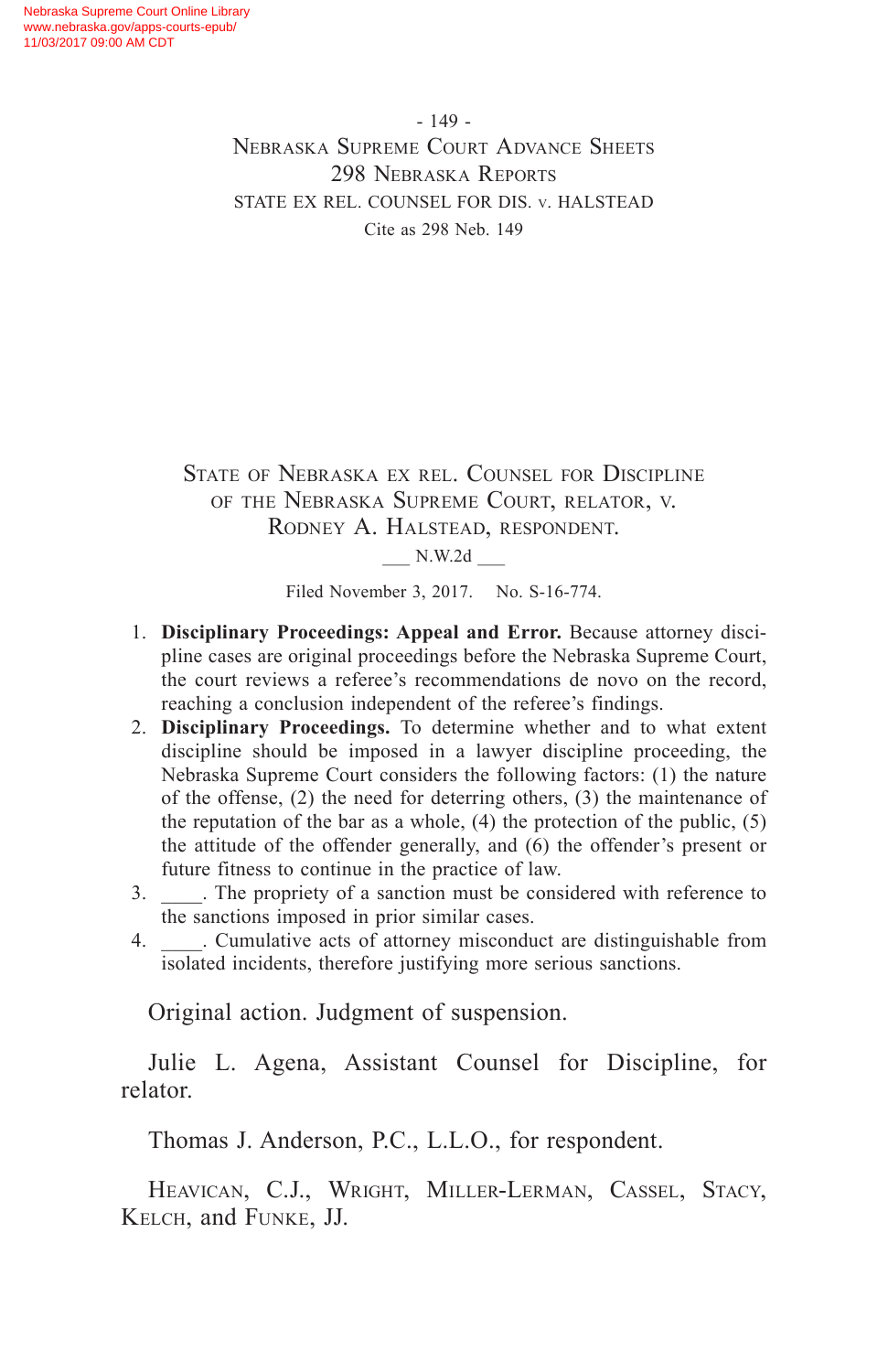# State of Nebraska ex rel. Counsel for Discipline of the Nebraska Supreme Court, relator, v. Rodney A. Halstead, respondent.

___ N.W.2d ___

Filed November 3, 2017. No. S-16-774.

1. **Disciplinary Proceedings: Appeal and Error.** Because attorney discipline cases are original proceedings before the Nebraska Supreme Court, the court reviews a referee's recommendations de novo on the record, reaching a conclusion independent of the referee's findings.
2. **Disciplinary Proceedings.** To determine whether and to what extent discipline should be imposed in a lawyer discipline proceeding, the Nebraska Supreme Court considers the following factors: (1) the nature of the offense, (2) the need for deterring others, (3) the maintenance of the reputation of the bar as a whole, (4) the protection of the public, (5) the attitude of the offender generally, and (6) the offender's present or future fitness to continue in the practice of law.
3. \_\_\_\_. The propriety of a sanction must be considered with reference to the sanctions imposed in prior similar cases.
4. \_\_\_\_. Cumulative acts of attorney misconduct are distinguishable from isolated incidents, therefore justifying more serious sanctions.

Original action. Judgment of suspension.

Julie L. Agena, Assistant Counsel for Discipline, for relator.

Thomas J. Anderson, P.C., L.L.O., for respondent.

Heavican, C.J., Wright, Miller-Lerman, Cassel, Stacy, Kelch, and Funke, JJ.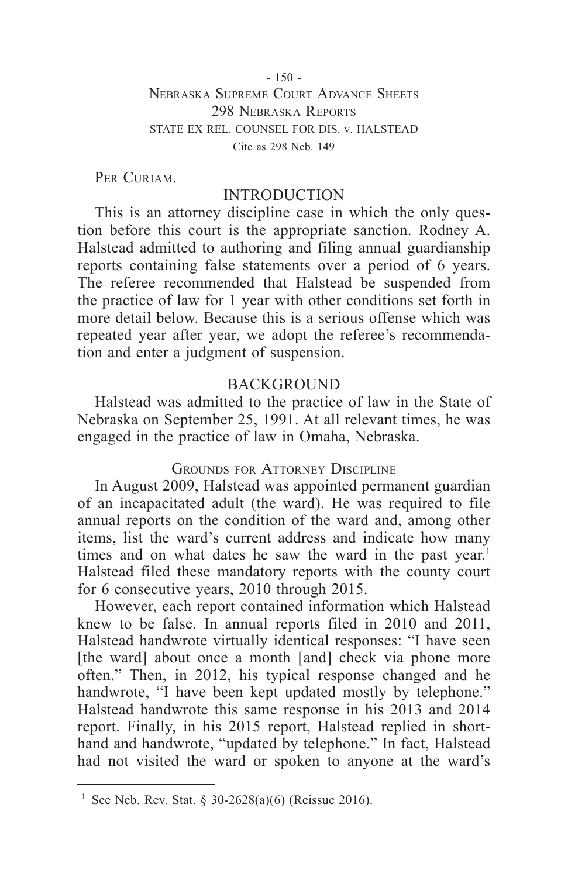Per Curiam.

## INTRODUCTION

This is an attorney discipline case in which the only question before this court is the appropriate sanction. Rodney A. Halstead admitted to authoring and filing annual guardianship reports containing false statements over a period of 6 years. The referee recommended that Halstead be suspended from the practice of law for 1 year with other conditions set forth in more detail below. Because this is a serious offense which was repeated year after year, we adopt the referee's recommendation and enter a judgment of suspension.

## BACKGROUND

Halstead was admitted to the practice of law in the State of Nebraska on September 25, 1991. At all relevant times, he was engaged in the practice of law in Omaha, Nebraska.

### Grounds for Attorney Discipline

In August 2009, Halstead was appointed permanent guardian of an incapacitated adult (the ward). He was required to file annual reports on the condition of the ward and, among other items, list the ward's current address and indicate how many times and on what dates he saw the ward in the past year.[1] Halstead filed these mandatory reports with the county court for 6 consecutive years, 2010 through 2015.

However, each report contained information which Halstead knew to be false. In annual reports filed in 2010 and 2011, Halstead handwrote virtually identical responses: "I have seen [the ward] about once a month [and] check via phone more often." Then, in 2012, his typical response changed and he handwrote, "I have been kept updated mostly by telephone." Halstead handwrote this same response in his 2013 and 2014 report. Finally, in his 2015 report, Halstead replied in shorthand and handwrote, "updated by telephone." In fact, Halstead had not visited the ward or spoken to anyone at the ward's

---

[1] See Neb. Rev. Stat. § 30-2628(a)(6) (Reissue 2016).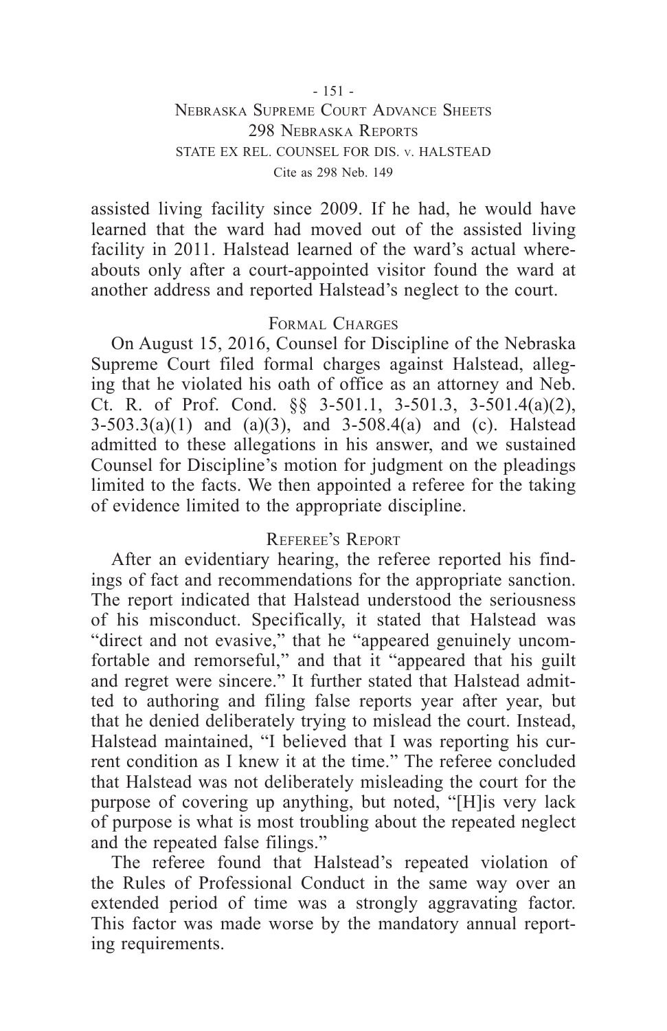assisted living facility since 2009. If he had, he would have learned that the ward had moved out of the assisted living facility in 2011. Halstead learned of the ward's actual whereabouts only after a court-appointed visitor found the ward at another address and reported Halstead's neglect to the court.

## Formal Charges

On August 15, 2016, Counsel for Discipline of the Nebraska Supreme Court filed formal charges against Halstead, alleging that he violated his oath of office as an attorney and Neb. Ct. R. of Prof. Cond. §§ 3-501.1, 3-501.3, 3-501.4(a)(2), 3-503.3(a)(1) and (a)(3), and 3-508.4(a) and (c). Halstead admitted to these allegations in his answer, and we sustained Counsel for Discipline's motion for judgment on the pleadings limited to the facts. We then appointed a referee for the taking of evidence limited to the appropriate discipline.

## Referee's Report

After an evidentiary hearing, the referee reported his findings of fact and recommendations for the appropriate sanction. The report indicated that Halstead understood the seriousness of his misconduct. Specifically, it stated that Halstead was "direct and not evasive," that he "appeared genuinely uncomfortable and remorseful," and that it "appeared that his guilt and regret were sincere." It further stated that Halstead admitted to authoring and filing false reports year after year, but that he denied deliberately trying to mislead the court. Instead, Halstead maintained, "I believed that I was reporting his current condition as I knew it at the time." The referee concluded that Halstead was not deliberately misleading the court for the purpose of covering up anything, but noted, "[H]is very lack of purpose is what is most troubling about the repeated neglect and the repeated false filings."

The referee found that Halstead's repeated violation of the Rules of Professional Conduct in the same way over an extended period of time was a strongly aggravating factor. This factor was made worse by the mandatory annual reporting requirements.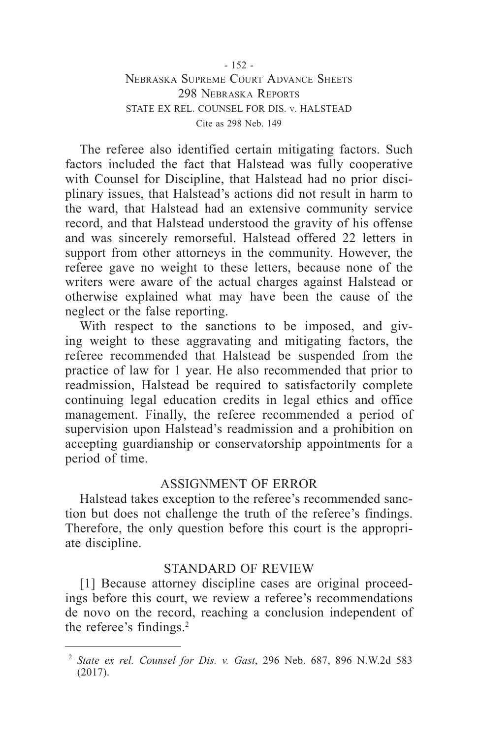The referee also identified certain mitigating factors. Such factors included the fact that Halstead was fully cooperative with Counsel for Discipline, that Halstead had no prior disciplinary issues, that Halstead's actions did not result in harm to the ward, that Halstead had an extensive community service record, and that Halstead understood the gravity of his offense and was sincerely remorseful. Halstead offered 22 letters in support from other attorneys in the community. However, the referee gave no weight to these letters, because none of the writers were aware of the actual charges against Halstead or otherwise explained what may have been the cause of the neglect or the false reporting.

With respect to the sanctions to be imposed, and giving weight to these aggravating and mitigating factors, the referee recommended that Halstead be suspended from the practice of law for 1 year. He also recommended that prior to readmission, Halstead be required to satisfactorily complete continuing legal education credits in legal ethics and office management. Finally, the referee recommended a period of supervision upon Halstead's readmission and a prohibition on accepting guardianship or conservatorship appointments for a period of time.

## ASSIGNMENT OF ERROR

Halstead takes exception to the referee's recommended sanction but does not challenge the truth of the referee's findings. Therefore, the only question before this court is the appropriate discipline.

## STANDARD OF REVIEW

[1] Because attorney discipline cases are original proceedings before this court, we review a referee's recommendations de novo on the record, reaching a conclusion independent of the referee's findings.[2]

---

[2] *State ex rel. Counsel for Dis. v. Gast*, 296 Neb. 687, 896 N.W.2d 583 (2017).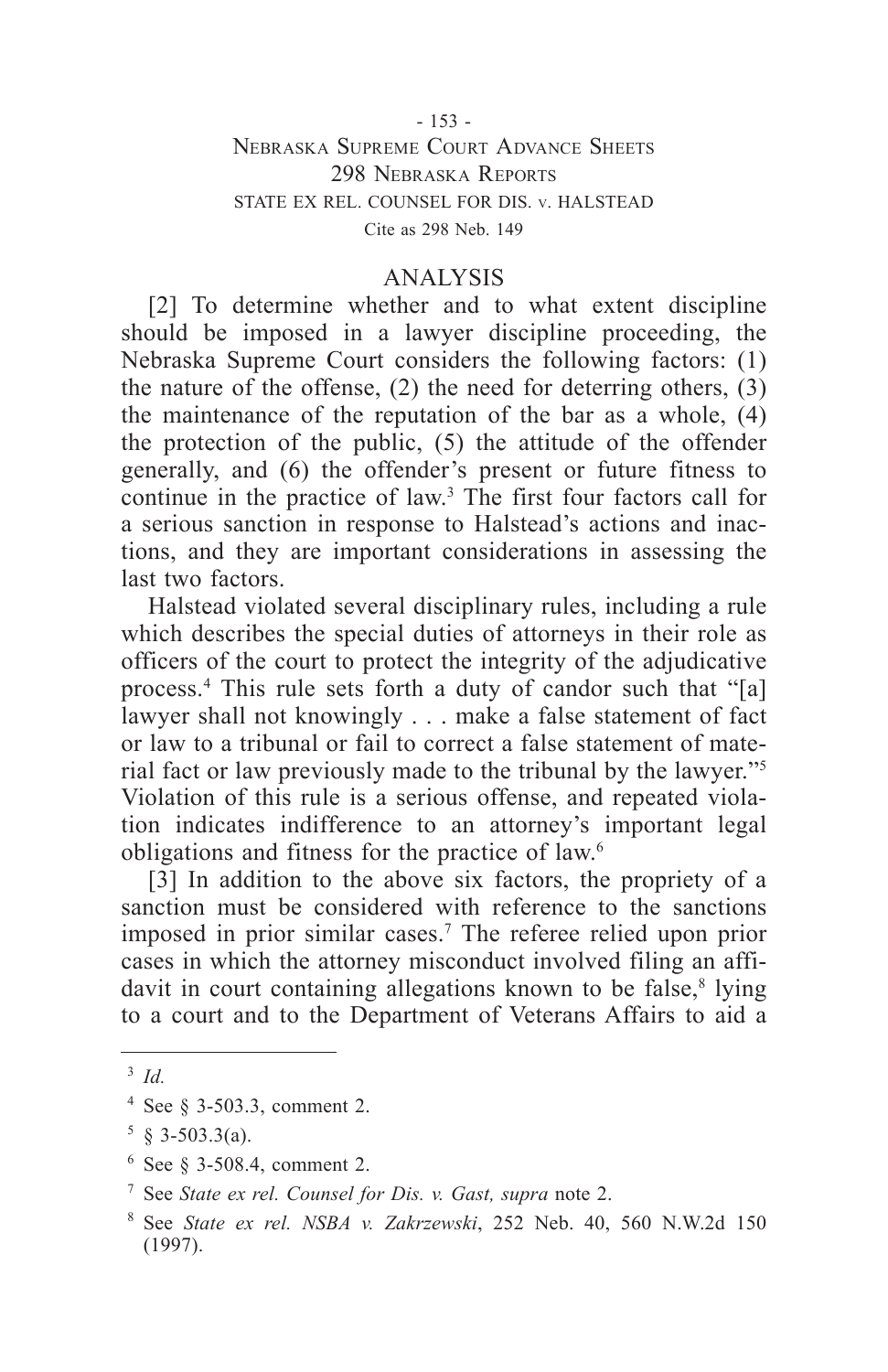## ANALYSIS

[2] To determine whether and to what extent discipline should be imposed in a lawyer discipline proceeding, the Nebraska Supreme Court considers the following factors: (1) the nature of the offense, (2) the need for deterring others, (3) the maintenance of the reputation of the bar as a whole, (4) the protection of the public, (5) the attitude of the offender generally, and (6) the offender's present or future fitness to continue in the practice of law.[3] The first four factors call for a serious sanction in response to Halstead's actions and inactions, and they are important considerations in assessing the last two factors.

Halstead violated several disciplinary rules, including a rule which describes the special duties of attorneys in their role as officers of the court to protect the integrity of the adjudicative process.[4] This rule sets forth a duty of candor such that "[a] lawyer shall not knowingly . . . make a false statement of fact or law to a tribunal or fail to correct a false statement of material fact or law previously made to the tribunal by the lawyer."[5] Violation of this rule is a serious offense, and repeated violation indicates indifference to an attorney's important legal obligations and fitness for the practice of law.[6]

[3] In addition to the above six factors, the propriety of a sanction must be considered with reference to the sanctions imposed in prior similar cases.[7] The referee relied upon prior cases in which the attorney misconduct involved filing an affidavit in court containing allegations known to be false,[8] lying to a court and to the Department of Veterans Affairs to aid a

---

[3] *Id.*

[4] See § 3-503.3, comment 2.

[5] § 3-503.3(a).

[6] See § 3-508.4, comment 2.

[7] See *State ex rel. Counsel for Dis. v. Gast, supra* note 2.

[8] See *State ex rel. NSBA v. Zakrzewski*, 252 Neb. 40, 560 N.W.2d 150 (1997).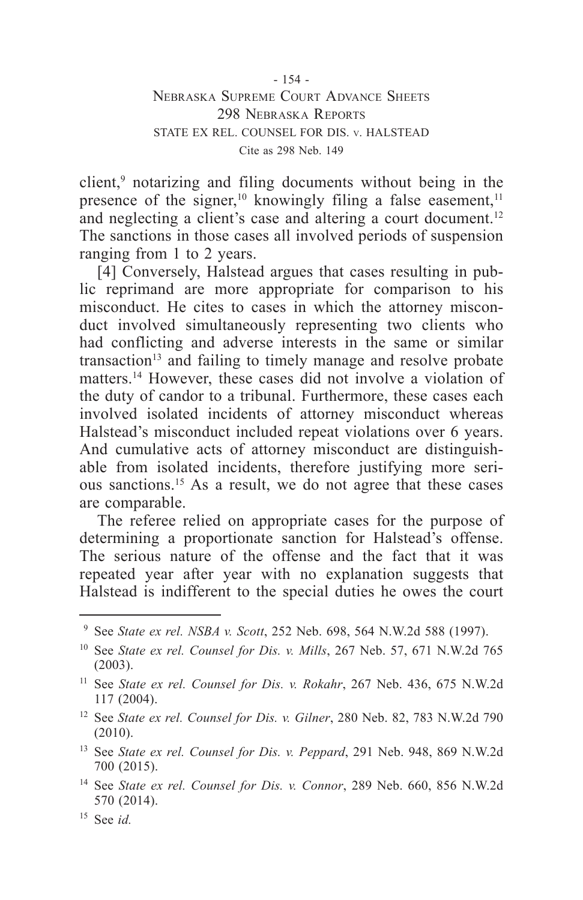client,[9] notarizing and filing documents without being in the presence of the signer,[10] knowingly filing a false easement,[11] and neglecting a client's case and altering a court document.[12] The sanctions in those cases all involved periods of suspension ranging from 1 to 2 years.

[4] Conversely, Halstead argues that cases resulting in public reprimand are more appropriate for comparison to his misconduct. He cites to cases in which the attorney misconduct involved simultaneously representing two clients who had conflicting and adverse interests in the same or similar transaction[13] and failing to timely manage and resolve probate matters.[14] However, these cases did not involve a violation of the duty of candor to a tribunal. Furthermore, these cases each involved isolated incidents of attorney misconduct whereas Halstead's misconduct included repeat violations over 6 years. And cumulative acts of attorney misconduct are distinguishable from isolated incidents, therefore justifying more serious sanctions.[15] As a result, we do not agree that these cases are comparable.

The referee relied on appropriate cases for the purpose of determining a proportionate sanction for Halstead's offense. The serious nature of the offense and the fact that it was repeated year after year with no explanation suggests that Halstead is indifferent to the special duties he owes the court

---

[9] See *State ex rel. NSBA v. Scott*, 252 Neb. 698, 564 N.W.2d 588 (1997).

[10] See *State ex rel. Counsel for Dis. v. Mills*, 267 Neb. 57, 671 N.W.2d 765 (2003).

[11] See *State ex rel. Counsel for Dis. v. Rokahr*, 267 Neb. 436, 675 N.W.2d 117 (2004).

[12] See *State ex rel. Counsel for Dis. v. Gilner*, 280 Neb. 82, 783 N.W.2d 790 (2010).

[13] See *State ex rel. Counsel for Dis. v. Peppard*, 291 Neb. 948, 869 N.W.2d 700 (2015).

[14] See *State ex rel. Counsel for Dis. v. Connor*, 289 Neb. 660, 856 N.W.2d 570 (2014).

[15] See *id.*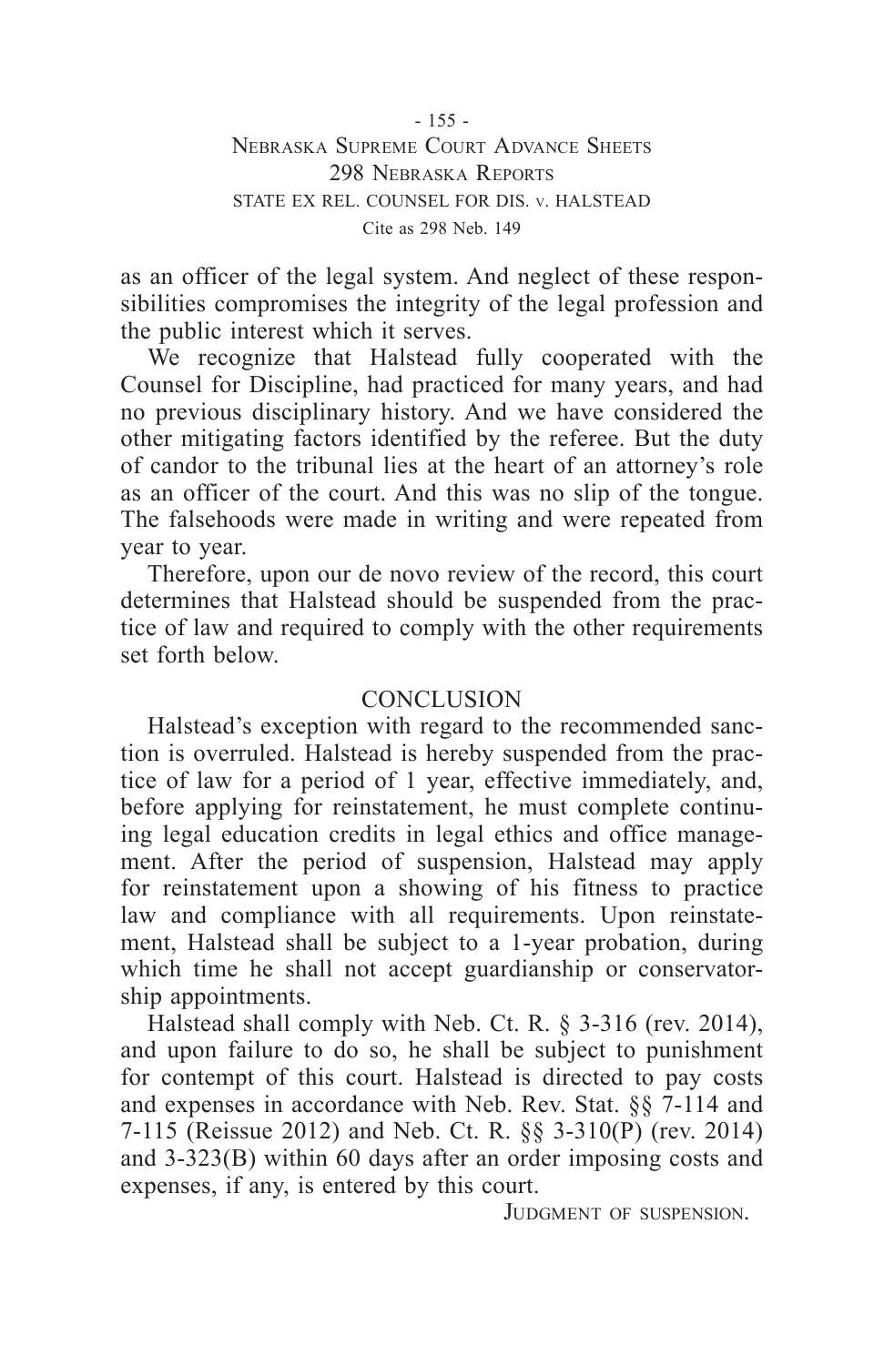as an officer of the legal system. And neglect of these responsibilities compromises the integrity of the legal profession and the public interest which it serves.

We recognize that Halstead fully cooperated with the Counsel for Discipline, had practiced for many years, and had no previous disciplinary history. And we have considered the other mitigating factors identified by the referee. But the duty of candor to the tribunal lies at the heart of an attorney's role as an officer of the court. And this was no slip of the tongue. The falsehoods were made in writing and were repeated from year to year.

Therefore, upon our de novo review of the record, this court determines that Halstead should be suspended from the practice of law and required to comply with the other requirements set forth below.

## CONCLUSION

Halstead's exception with regard to the recommended sanction is overruled. Halstead is hereby suspended from the practice of law for a period of 1 year, effective immediately, and, before applying for reinstatement, he must complete continuing legal education credits in legal ethics and office management. After the period of suspension, Halstead may apply for reinstatement upon a showing of his fitness to practice law and compliance with all requirements. Upon reinstatement, Halstead shall be subject to a 1-year probation, during which time he shall not accept guardianship or conservatorship appointments.

Halstead shall comply with Neb. Ct. R. § 3-316 (rev. 2014), and upon failure to do so, he shall be subject to punishment for contempt of this court. Halstead is directed to pay costs and expenses in accordance with Neb. Rev. Stat. §§ 7-114 and 7-115 (Reissue 2012) and Neb. Ct. R. §§ 3-310(P) (rev. 2014) and 3-323(B) within 60 days after an order imposing costs and expenses, if any, is entered by this court.

Judgment of suspension.